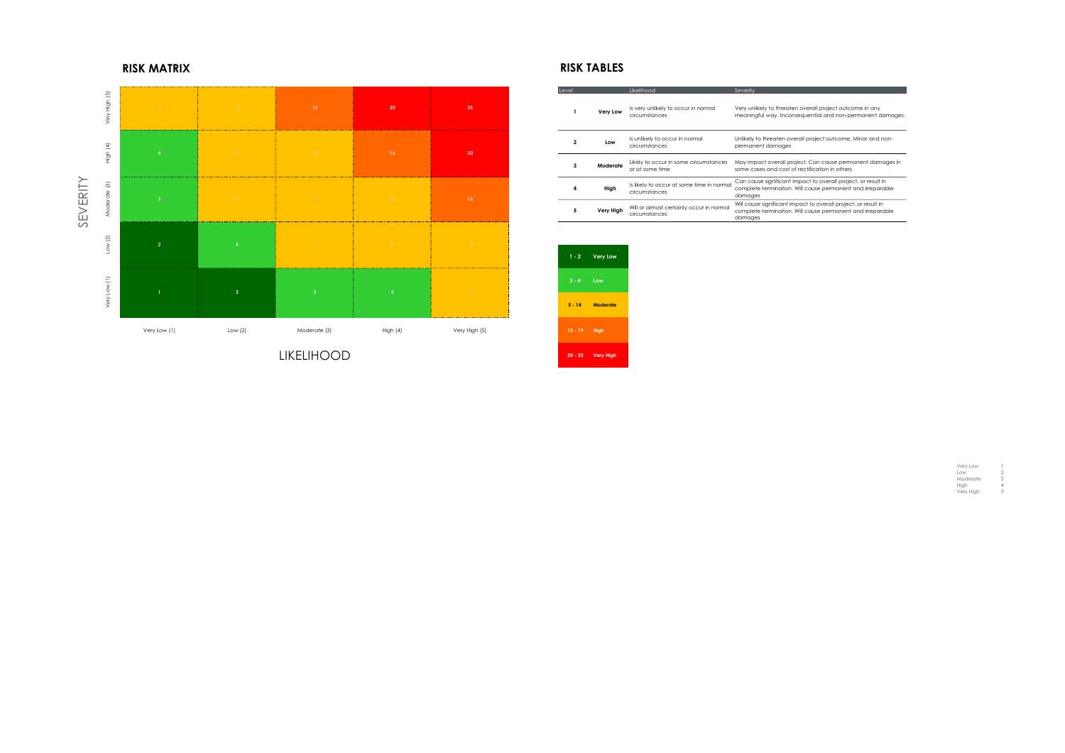## RISK MATRIX

| SEVERITY | Very Low (1) | Low (2) | Moderate (3) | High (4) | Very High (5) |
|---|---|---|---|---|---|
| Very High (5) | 5 | 10 | 15 | 20 | 25 |
| High (4) | 4 | 8 | 12 | 16 | 20 |
| Moderate (3) | 3 | 6 | 9 | 12 | 15 |
| Low (2) | 2 | 4 | 6 | 8 | 10 |
| Very Low (1) | 1 | 2 | 3 | 4 | 5 |

LIKELIHOOD

## RISK TABLES

| Level | | Likelihood | Severity |
|---|---|---|---|
| 1 | Very Low | Is very unlikely to occur in normal circumstances | Very unlikely to threaten overall project outcome in any meaningful way. Inconsequential and non-permanent damages. |
| 2 | Low | Is unlikely to occur in normal circumstances | Unlikely to threaten overall project outcome. Minor and non-permanent damages |
| 3 | Moderate | Likely to occur in some circumstances or at some time | May impact overall project. Can cause permanent damages in some cases and cost of rectification in others |
| 4 | High | Is likely to occur at some time in normal circumstances | Can cause significant impact to overall project, or result in complete termination. Will cause permanent and irreparable damages |
| 5 | Very High | Will or almost certainly occur in normal circumstances | Will cause significant impact to overall project, or result in complete termination. Will cause permanent and irreparable damages |

| Score | Rating |
|---|---|
| 1 - 2 | Very Low |
| 3 - 4 | Low |
| 5 - 14 | Moderate |
| 15 - 19 | High |
| 20 - 25 | Very High |

| | |
|---|---|
| Very Low | 1 |
| Low | 2 |
| Moderate | 3 |
| High | 4 |
| Very High | 5 |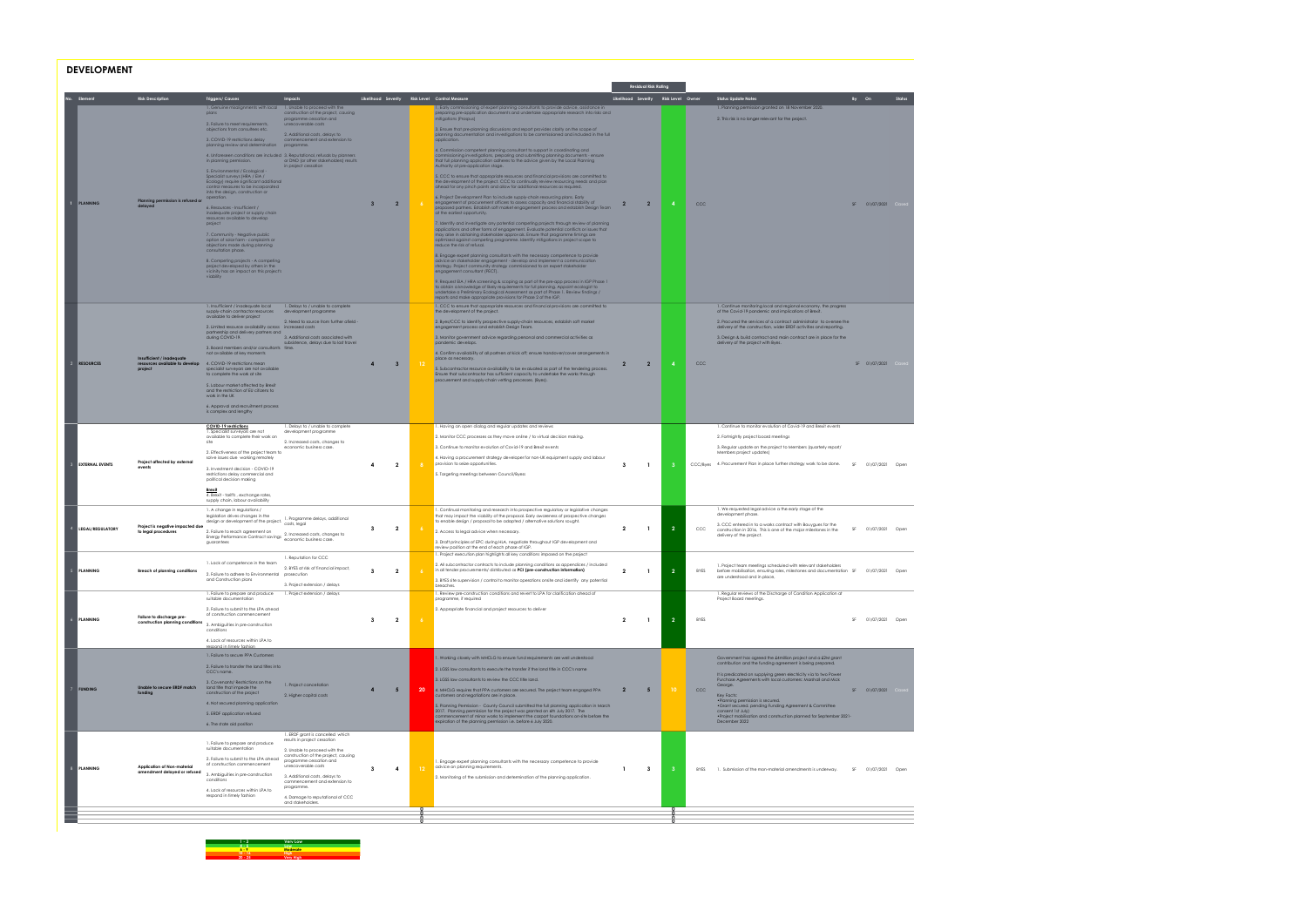## DEVELOPMENT

| No. | Element | Risk Description | Triggers/ Causes | Impacts | Likelihood | Severity | Risk Level | Control Measure | Residual Risk Rating Likelihood | Severity | Risk Level | Owner | Status Update Notes | By | On | Status |
|---|---|---|---|---|---|---|---|---|---|---|---|---|---|---|---|---|
| 1 | PLANNING | Planning permission is refused or delayed | 1. Genuine misalignments with local plans<br>2. Failure to meet requirements, objections from consultees etc.<br>3. COVID-19 restrictions delay planning review and determination<br>4. Unforeseen conditions are included in planning permission.<br>5. Environmental / Ecological - Specialist surveys (HRA / EIA / Ecology) require significant additional control measures to be incorporated into the design, construction or operation.<br>6. Resources - Insufficient / inadequate local project or supply chain resources available to develop project<br>7. Community - Negative public opinion of solar farm - complaints or objections made during planning consultation phase.<br>8. Competing projects - A competing project developed by others in the vicinity has an impact on the project's viability | 1. Unable to proceed with the construction of the project, causing programme cessation and unrecoverable costs<br>2. Additional costs, delays to commencement and extension to programme.<br>3. Reputational, refusals by planners or DNO (or other stakeholders) result in project cessation | 3 | 2 | 6 | 1. Early commissioning of expert planning consultants to provide advice, assistance in preparing pre-application documents and undertake appropriate research into risks and mitigations (Pinspa)<br>2. Ensure that pre-planning discussions and report provides clarity on the scope of planning documentation and investigations to be commissioned and included in the full application.<br>4. Commission competent planning consultant to support in coordinating and engagement with LPA and statutory bodies, preparing and submitting planning documents - ensure that full planning application adheres to the advice given by the Local Planning Authority at pre-application stage.<br>5. CCC to ensure that appropriate resources and financial provisions are committed to the development of the project. CCC to continually review resourcing needs and plan ahead for any pinch points and allow for additional resources as required.<br>6. Project Development Plan to include supply-chain resourcing plans. Early engagement of procurement officers to assess capacity and financial stability of proposed partners. Establish soft market engagement process and establish Design Team at the earliest opportunity.<br>7. Identify and investigate any potential competing projects through review of planning applications and other forms of engagement. Evaluate potential conflicts or issues that may arise in obtaining stakeholder approvals. Ensure that programme timings are optimised against competing programmes, identify mitigations in project scope to reduce the risk of refusal.<br>8. Engage expert planning consultants with the necessary competence to provide advice on stakeholder engagement - develop and implement a communication strategy. Project community strategy commissioned to an expert stakeholder engagement consultant (PECT).<br>9. Request EIA / HRA screening & scoping as part of the pre-app process in IGP Phase 1 to obtain acknowledge of likely requirements for full planning. Appoint ecologist to undertake a Preliminary Ecological Assessment as part of Phase 1. Review findings / reports and make appropriate provisions for Phase 2 of the IGP. | 2 | 2 | 4 | CCC | 1. Planning permission granted on 18 November 2020.<br>2. This risk is no longer relevant for the project. | SF | 01/07/2021 | Closed |
| 2 | RESOURCES | Insufficient / inadequate resources available to develop project | 1. Insufficient / inadequate local supply chain contractor resources available to deliver project<br>2. Limited resource availability across partnership and delivery partners and during COVID-19<br>3. Board members and/or consultants not available at key moments<br>4. COVID-19 restrictions mean specialist surveyors are not available to complete the work at site<br>5. Labour market affected by Brexit and the restriction of EU citizens to work in the UK<br>6. Approval and recruitment process is complex and lengthy. | 1. Delays to / unable to complete development programme<br>2. Need to source from further afield - increased costs<br>3. Additional costs associated with subsistence, delays due to lost travel time. | 4 | 3 | 12 | 1. CCC to ensure that appropriate resources and financial provisions are committed to the development of the project.<br>2. Byes/CCC to identify prospective supply-chain resources, establish soft market engagement process and establish Design Team<br>3. Monitor government advice regarding personal and commercial activities as pandemic develops.<br>4. Confirm availability of all partners at kick off; ensure handover/cover arrangements in place as necessary.<br>5. Subcontractor resource availability to be evaluated as part of the tendering process. Ensure that subcontractor has sufficient capacity to undertake the works through procurement and supply-chain vetting processes. (Byes). | 2 | 2 | 4 | CCC | 1. Continue monitoring local and regional economy, the progress of the Covid-19 pandemic and implications of Brexit.<br>2. Procured the services of a contract administrator to oversee the delivery of the construction, wider ERDF activities and reporting.<br>3. Design & build contract and main contract are in place for the delivery of the project with Byes. | SF | 01/07/2021 | Closed |
| 3 | EXTERNAL EVENTS | Project affected by external events | **COVID-19 restrictions**<br>1. Specialist surveyors are not available to complete their work on site<br>2. Effectiveness of the project team to solve issues due working remotely<br>3. Investment decision - COVID-19 restrictions delay commercial and political decision making<br>**Brexit**<br>4. Brexit - tariffs, exchange rates, supply chain, labour availability | 1. Delays to / unable to complete development programme<br>2. Increased costs, changes to economic business case. | 4 | 2 | 8 | 1. Having an open dialog and regular updates and reviews<br>2. Monitor CCC processes as they move online / to virtual decision making.<br>3. Continue to monitor evolution of Covid-19 and Brexit events<br>4. Having a procurement strategy developed for non-UK equipment supply and labour provision to seize opportunities.<br>5. Targeting meetings between Council/Byes | 3 | 1 | 3 | CCC/Byes | 1. Continue to monitor evolution of Covid-19 and Brexit events<br>2. Fortnightly project board meetings<br>3. Regular update on the project to Members (quarterly report Members project updates)<br>4. Procurement Plan in place further strategy work to be done. | SF | 01/07/2021 | Open |
| 4 | LEGAL/REGULATORY | Project is negative impacted due to legal procedures | 1. A change in regulations / legislation drives changes in the design or development of the project<br>2. Failure to reach agreement on Energy Performance Contract savings guarantees | 1. Programme delays, additional costs, legal<br>2. Increased costs, changes to economic business case. | 3 | 2 | 6 | 1. Continual monitoring and research into prospective regulatory or legislative changes that may impact the viability of the proposal. Early awareness of prospective changes to enable design / proposal to be adapted / alternative solutions sought.<br>2. Access to legal advice when necessary.<br>3. Draft principles of EPC during HoA, negotiate throughout IGP development and review position at the end of each phase of IGP. | 2 | 1 | 2 | CCC | 1. We requested legal advice a the early stage of the development phase.<br>2. CCC entered in to a works contract with Bouygues for the construction in 2016. This is one of the major milestones in the delivery of the project. | SF | 01/07/2021 | Open |
| 5 | PLANNING | Breach of planning conditions | 1. Lack of competence in the team<br>2. Failure to adhere to Environmental and Construction plans | 1. Reputation for CCC<br>2. BYES at risk of financial impact, prosecution<br>3. Project extension / delays | 3 | 2 | 6 | 1. Project execution plan highlights all key conditions imposed on the project<br>2. All subcontractor contracts to include planning conditions as appendices / included in all tender procurements/ distributed as **PCI (pre-construction information)**<br>3. BYES site supervision / control to monitor operations onsite and identify any potential breaches. | 2 | 1 | 2 | BYES | 1. Project team meetings scheduled with relevant stakeholders before mobilisation, ensuring roles, milestones and documentation are understood and in place. | SF | 01/07/2021 | Open |
| 6 | PLANNING | Failure to discharge pre-construction planning conditions | 1. Failure to prepare and produce suitable documentation<br>2. Failure to submit to the LPA ahead of construction commencement<br>3. Ambiguities in pre-construction conditions<br>4. Lack of resources within LPA to respond in timely fashion | 1. Project extension / delays | 3 | 2 | 6 | 1. Review pre-construction conditions and revert to LPA for clarification ahead of programme, if required<br>2. Appropriate financial and project resources to deliver | 2 | 1 | 2 | BYES | 1. Regular reviews of the Discharge of Condition Application at Project Board meetings. | SF | 01/07/2021 | Open |
| 7 | FUNDING | Unable to secure ERDF match funding | 1. Failure to secure PPA Customers<br>2. Failure to transfer the land titles into CCC's name<br>3. Covenants/ Restrictions on the land title that impede the construction of the project<br>4. Not secured planning application<br>5. ERDF application refused<br>6. The state aid position | 1. Project cancellation<br>2. Higher capital costs | 4 | 5 | 20 | 1. Working closely with MHCLG to ensure fund requirements are well understood<br>2. LGSS law consultants to execute the transfer if the land title in CCC's name<br>3. LGSS law consultants to review the CCC title risks<br>4. MHCLG require that PPA customers are secured. The project team engaged PPA customers and negotiations are in place.<br>5. Planning Permission - County Council submitted the full planning application in March 2017. Planning permission for the project was granted on 6th July 2017. The commencement of minor works to implement the carport foundations on-site before the expiration of the planning permission i.e. before 6 July 2020. | 2 | 5 | 10 | CCC | Government has agreed the £million project and a £2M grant contribution and the funding agreement is being prepared.<br>It is predicated on supplying green electricity via to two Power Purchase Agreements with local customers: Marshall and Mick George.<br>Key Facts:<br>•Planning permission is secured.<br>•Grant secured, pending Funding Agreement & Committee consent 1st July)<br>•Project mobilisation and construction planned for September 2021-December 2022. | SF | 01/07/2021 | Closed |
| 8 | PLANNING | Application of Non-material amendment delayed or refused | 1. Failure to prepare and produce suitable documentation<br>2. Failure to submit to the LPA ahead of construction commencement<br>3. Ambiguities in pre-construction conditions<br>4. Lack of resources within LPA to respond in timely fashion | 1. ERDF grant is cancelled which results in project cessation<br>2. Unable to proceed with the construction of the project, causing programme cessation and unrecoverable costs<br>3. Additional costs, delays to commencement and extension to programme.<br>4. Damage to reputational of CCC and stakeholders. | 3 | 4 | 12 | 1. Engage expert planning consultants with the necessary competence to provide advice on planning requirements.<br>2. Monitoring of the submission and determination of the planning application. | 1 | 3 | 3 | BYES | 1. Submission of the Non-material amendments is underway. | SF | 01/07/2021 | Open |
| | | | | | | | 0 | | | | 0 | | | | | |
| | | | | | | | 0 | | | | 0 | | | | | |
| | | | | | | | 0 | | | | 0 | | | | | |
| | | | | | | | 0 | | | | 0 | | | | | |

| Score | Rating |
|---|---|
| 1 - 3 | Very Low |
| 4 - 5 | Low |
| 6 - 9 | Moderate |
| 10 - 19 | High |
| 20 - 25 | Very High |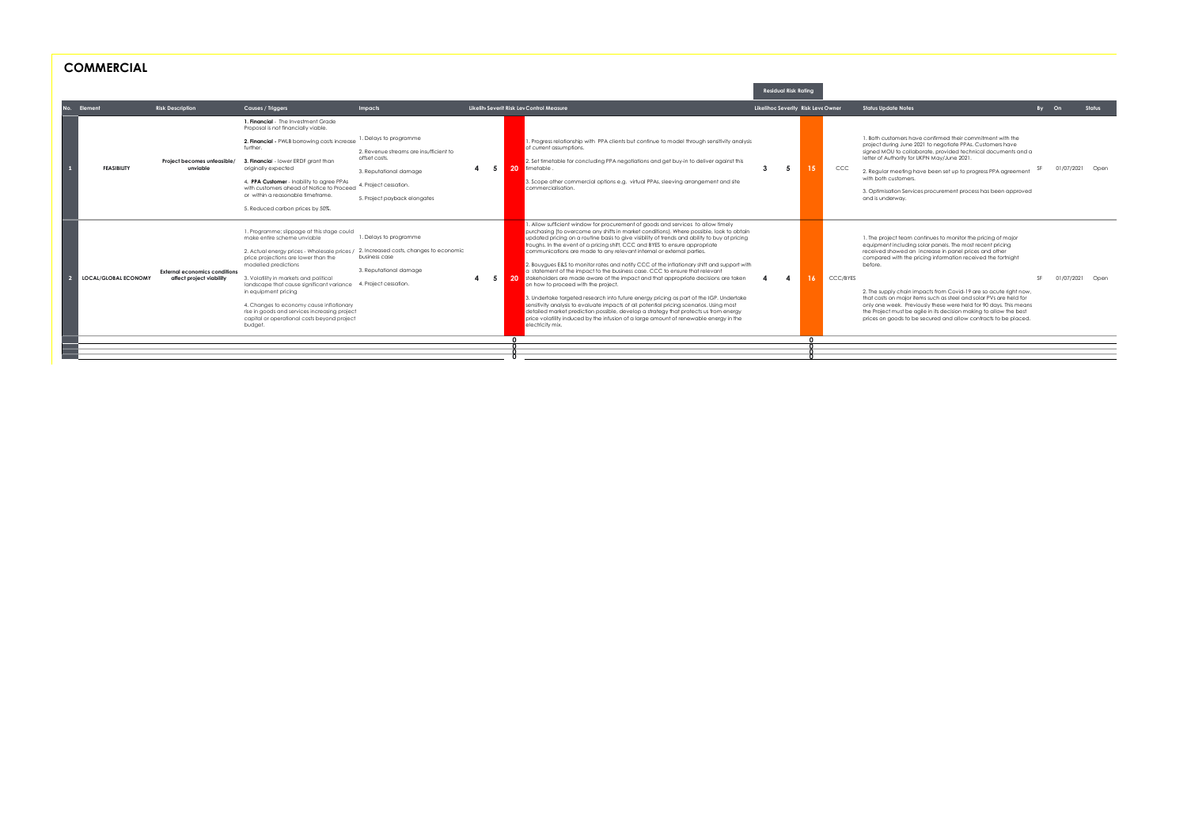## COMMERCIAL

| No. | Element | Risk Description | Causes / Triggers | Impacts | Likelihood | Severity | Risk Level | Control Measure | Residual Risk Rating: Likelihood | Residual Risk Rating: Severity | Residual Risk Rating: Risk Level | Owner | Status Update Notes | By | On | Status |
|---|---|---|---|---|---|---|---|---|---|---|---|---|---|---|---|---|
| 1 | FEASIBILITY | Project becomes unfeasible/ unviable | 1. **Financial** - The Investment Grade Proposal is not financially viable. 2. **Financial** - PWLB borrowing costs increase further. 3. **Financial** - lower ERDF grant than originally expected 4. **PPA Customer** - Inability to agree PPAs with customers ahead of Notice to Proceed or within a reasonable timeframe. 5. Reduced carbon prices by 50%. | 1. Delays to programme 2. Revenue streams are insufficient to offset costs. 3. Reputational damage 4. Project cessation. 5. Project payback elongates | 4 | 5 | 20 | 1. Progress relationship with PPA clients but continue to model through sensitivity analysis of current assumptions. 2. Set timetable for concluding PPA negotiations and get buy-in to deliver against this timetable . 3. Scope other commercial options e.g. virtual PPAs, sleeving arrangement and site commercialisation. | 3 | 5 | 15 | CCC | 1. Both customers have confirmed their commitment with the project during June 2021 to negotiate PPAs. Customers have signed MOU to collaborate, provided technical documents and a letter of Authority for UKPN May/June 2021. 2. Regular meeting have been set up to progress PPA agreement with both customers. 3. Optimisation Services procurement process has been approved and is underway. | SF | 01/07/2021 | Open |
| 2 | LOCAL/GLOBAL ECONOMY | External economics conditions affect project viability | 1. Programme; slippage at this stage could make entire scheme unviable 2. Actual energy prices - Wholesale prices / price projections are lower than the modelled predictions 3. Volatility in markets and political landscape that cause significant variance in equipment pricing 4. Changes to economy cause inflationary rise in goods and services increasing project capital or operational costs beyond project budget. | 1. Delays to programme 2. Increased costs, changes to economic business case 3. Reputational damage 4. Project cessation. | 4 | 5 | 20 | 1. Allow sufficient window for procurement of goods and services to allow timely purchasing (to overcome any shifts in market conditions). Where possible, look to obtain updated pricing on a routine basis to give visibility of trends and ability to buy at pricing troughs. In the event of a pricing shift, CCC and BYES to ensure appropriate communications are made to any relevant internal or external parties. 2. Bouygues E&S to monitor rates and notify CCC of the inflationary shift and support with a statement of the impact to the business case. CCC to ensure that relevant stakeholders are made aware of the impact and that appropriate decisions are taken on how to proceed with the project. 3. Undertake targeted research into future energy pricing as part of the IGP. Undertake sensitivity analysis to evaluate impacts of all potential pricing scenarios. Using most detailed market prediction possible, develop a strategy that protects us from energy price volatility induced by the infusion of a large amount of renewable energy in the electricity mix. | 4 | 4 | 16 | CCC/BYES | 1. The project team continues to monitor the pricing of major equipment including solar panels. The most recent pricing received showed an increase in panel prices and other compared with the pricing information received the fortnight before. 2. The supply chain impacts from Covid-19 are so acute right now, that costs on major items such as steel and solar PVs are held for only one week. Previously these were held for 90 days. This means the Project must be agile in its decision making to allow the best prices on goods to be secured and allow contracts to be placed. | SF | 01/07/2021 | Open |
| | | | | | | | 0 | | | | 0 | | | | | |
| | | | | | | | 0 | | | | 0 | | | | | |
| | | | | | | | 0 | | | | 0 | | | | | |
| | | | | | | | 0 | | | | 0 | | | | | |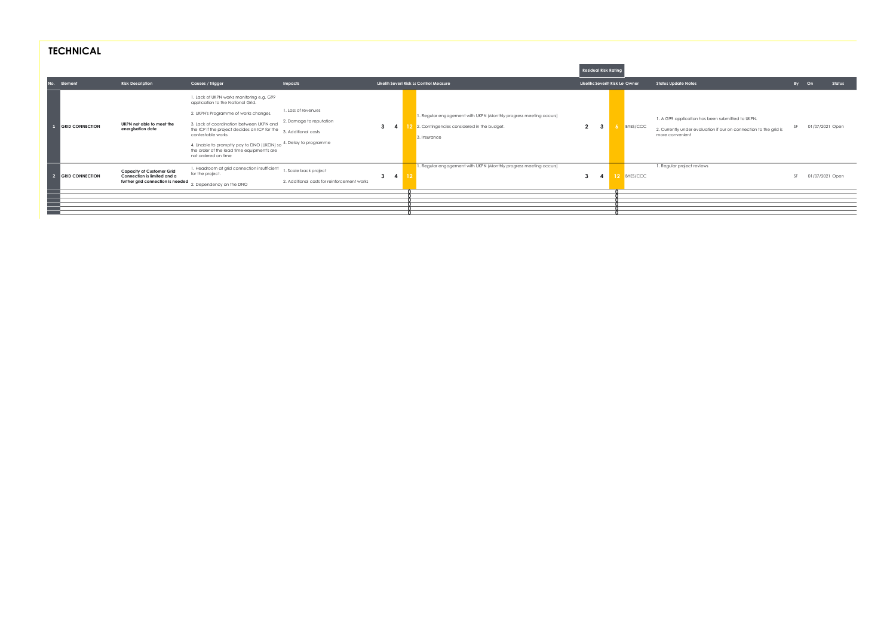# TECHNICAL

| No. | Element | Risk Description | Causes / Trigger | Impacts | Likelih | Severi | Risk Le | Control Measure | Residual Risk Rating Likelihc | Severit | Risk Le | Owner | Status Update Notes | By | On | Status |
|---|---|---|---|---|---|---|---|---|---|---|---|---|---|---|---|---|
| 1 | GRID CONNECTION | UKPN not able to meet the energisation date | 1. Lack of UKPN works monitoring e.g. G99 application to the National Grid. 2. UKPN's Programme of works changes. 3. Lack of coordination between UKPN and the ICP if the project decides an ICP for the contestable works 4. Unable to promptly pay to DNO (UKON) so the order of the lead time equipment's are not ordered on time | 1. Loss of revenues 2. Damage to reputation 3. Additional costs 4. Delay to programme | 3 | 4 | 12 | 1. Regular engagement with UKPN (Monthly progress meeting occurs) 2. Contingencies considered in the budget. 3. Insurance | 2 | 3 | 6 | BYES/CCC | 1. A G99 application has been submitted to UKPN. 2. Currently under evaluation if our on connection to the grid is more convenient | SF | 01/07/2021 | Open |
| 2 | GRID CONNECTION | Capacity at Customer Grid Connection is limited and a further grid connection is needed | 1. Headroom at grid connection insufficient for the project. 2. Dependency on the DNO | 1. Scale back project 2. Additional costs for reinforcement works | 3 | 4 | 12 | 1. Regular engagement with UKPN (Monthly progress meeting occurs) | 3 | 4 | 12 | BYES/CCC | 1. Regular project reviews | SF | 01/07/2021 | Open |
| | | | | | | | 0 | | | | 0 | | | | | |
| | | | | | | | 0 | | | | 0 | | | | | |
| | | | | | | | 0 | | | | 0 | | | | | |
| | | | | | | | 0 | | | | 0 | | | | | |
| | | | | | | | 0 | | | | 0 | | | | | |
| | | | | | | | 0 | | | | 0 | | | | | |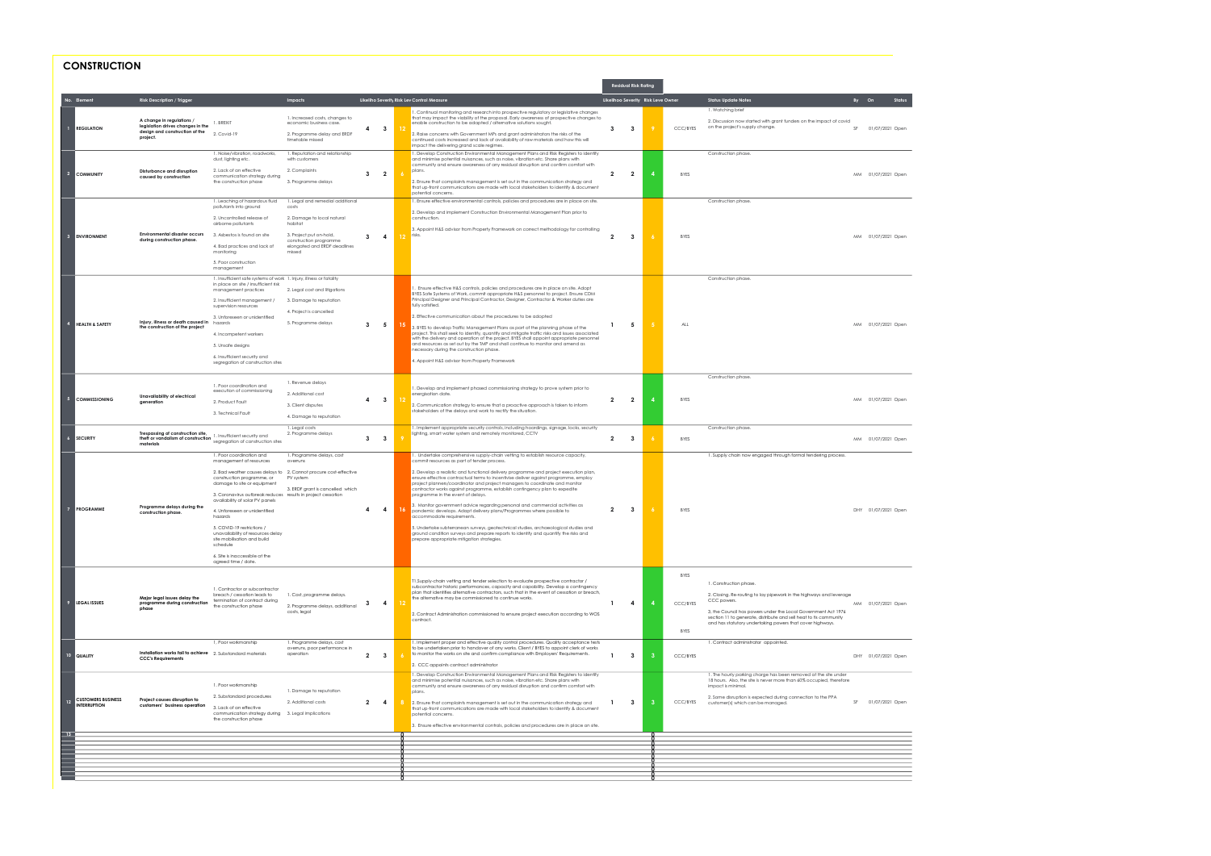# CONSTRUCTION

| No. | Element | Risk Description / Trigger | | Impacts | Likelihood | Severity | Risk Level | Control Measure | Residual Risk Rating: Likelihood | Severity | Risk Level | Owner | Status Update Notes | By | On | Status |
|---|---|---|---|---|---|---|---|---|---|---|---|---|---|---|---|---|
| 1 | REGULATION | A change in regulations / legislation drives changes in the design and construction of the project. | 1. BREXIT<br>2. Covid-19 | 1. Increased costs, changes to economic business case.<br>2. Programme delay and ERDF timetable missed | 4 | 3 | 12 | 1. Continual monitoring and research into prospective regulatory or legislative changes that may impact the viability of the proposal. Early awareness of prospective changes to enable construction to be adapted / alternative solutions sought.<br>2. Raise concerns with Government MPs and grant administrators the risks of the continued costs increased and lack of availability of raw materials and how this will impact the delivering grand scale regimes. | 3 | 3 | 9 | CCC/BYES | 1. Watching brief<br>2. Discussion now started with grant funders on the impact of covid on the project's supply change. | SF | 01/07/2021 | Open |
| 2 | COMMUNITY | Disturbance and disruption caused by construction | 1. Noise/vibration, roadworks, dust, lighting etc.<br>2. Lack of an effective communication strategy during the construction phase | 1. Reputation and relationship with customers<br>2. Complaints<br>3. Programme delays | 3 | 2 | 6 | 1. Develop Construction Environmental Management Plans and Risk Registers to identify and minimise potential nuisances, such as noise, vibration etc. Share plans with community and ensure awareness of any residual disruption and confirm comfort with plans.<br>2. Ensure that complaints management is set out in the communication strategy and that up-front communications are made with local stakeholders to identify & document potential concerns. | 2 | 2 | 4 | BYES | Construction phase. | MM | 01/07/2021 | Open |
| 3 | ENVIRONMENT | Environmental disaster occurs during construction phase. | 1. Leaching of hazardous fluid pollutants into ground<br>2. Uncontrolled release of airborne pollutants<br>3. Asbestos is found on site<br>4. Bad practices and lack of monitoring<br>5. Poor construction management | 1. Legal and remedial additional costs<br>2. Damage to local natural habitat<br>3. Project put on-hold, construction programme elongated and ERDF deadlines missed | 3 | 4 | 12 | 1. Ensure effective environmental controls, policies and procedures are in place on site.<br>2. Develop and implement Construction Environmental Management Plan prior to construction.<br>3. Appoint H&S adviser from Property Framework on correct methodology for controlling risks. | 2 | 3 | 6 | BYES | Construction phase. | MM | 01/07/2021 | Open |
| 4 | HEALTH & SAFETY | Injury, illness or death caused in the construction of the project | 1. Insufficient safe systems of work in place on site / insufficient risk management practices<br>2. Insufficient management / supervision resources<br>3. Unforeseen or unidentified hazards<br>4. Incompetent workers<br>5. Unsafe designs<br>6. Insufficient security and segregation of construction sites | 1. Injury, illness or fatality<br>2. Legal cost and litigations<br>3. Damage to reputation<br>4. Project is cancelled<br>5. Programme delays | 3 | 5 | 15 | 1. Ensure effective H&S controls, policies and procedures are in place on site. Adopt BYES Safe Systems of Work, commit appropriate H&S personnel to project. Ensure CDM Principal Designer and Principal Contractor, Designer, Contractor & Worker duties are fully satisfied.<br>2. Effective communication about the procedures to be adopted<br>3. BYES to develop Traffic Management Plans as part of the planning phase of the project. This shall seek to identify, quantify and mitigate traffic risks and issues associated with the delivery and operation of the project. BYES shall appoint appropriate personnel and resources as set out by the TMP and shall continue to monitor and amend as necessary during the construction phase.<br>4. Appoint H&S adviser from Property Framework | 1 | 5 | 5 | ALL | Construction phase. | MM | 01/07/2021 | Open |
| 5 | COMMISSIONING | Unavailability of electrical generation | 1. Poor coordination and execution of commissioning<br>2. Product Fault<br>3. Technical Fault | 1. Revenue delays<br>2. Additional cost<br>3. Client disputes<br>4. Damage to reputation | 4 | 3 | 12 | 1. Develop and implement phased commissioning strategy to prove system prior to energisation date.<br>2. Communication strategy to ensure that a proactive approach is taken to inform stakeholders of the delays and work to rectify the situation. | 2 | 2 | 4 | BYES | Construction phase. | MM | 01/07/2021 | Open |
| 6 | SECURITY | Trespassing of construction site, theft or vandalism of construction materials | 1. Insufficient security and segregation of construction sites | 1. Legal costs<br>2. Programme delays | 3 | 3 | 9 | 1. Implement appropriate security controls, including hoardings, signage, locks, security lighting, smart water system and remotely monitored, CCTV | 2 | 3 | 6 | BYES | Construction phase. | MM | 01/07/2021 | Open |
| 7 | PROGRAMME | Programme delays during the construction phase. | 1. Poor coordination and management of resources<br>2. Bad weather causes delays to construction programme, or damage to site or equipment<br>3. Coronavirus outbreak reduces availability of solar PV panels<br>4. Unforeseen or unidentified hazards<br>5. COVID-19 restrictions / unavailability of resources delay site mobilisation and build schedule<br>6. Site is inaccessible at the agreed time / date. | 1. Programme delays, cost overruns<br>2. Cannot procure cost-effective PV system<br>3. ERDF grant is cancelled which results in project cessation | 4 | 4 | 16 | 1. Undertake comprehensive supply-chain vetting to establish resource capacity, commit resources as part of tender process.<br>2. Develop a realistic and functional delivery programme and project execution plan, ensure effective contractual terms to incentivise deliver against programme, employ project planners/coordinator and project managers to coordinate and monitor contractor works against programme, establish contingency plan to expedite programme in the event of delays.<br>3. Monitor government advice regarding personal and commercial activities as pandemic develops. Adapt delivery plans/Programmes where possible to accommodate requirements.<br>5. Undertake subterranean surveys, geotechnical studies, archaeological studies and ground condition surveys and prepare reports to identify and quantify the risks and prepare appropriate mitigation strategies. | 2 | 3 | 6 | BYES | 1. Supply chain now engaged through formal tendering process. | DHY | 01/07/2021 | Open |
| 9 | LEGAL ISSUES | Major legal issues delay the programme during construction phase | 1. Contractor or subcontractor breach / cessation leads to termination of contract during the construction phase | 1. Cost, programme delays.<br>2. Programme delays, additional costs, legal | 3 | 4 | 12 | T1.Supply-chain vetting and tender selection to evaluate prospective contractor / subcontractor historic performances, capacity and capability. Develop a contingency plan that identifies alternative contractors, such that in the event of cessation or breach, the alternative may be commissioned to continue works.<br>2. Contract Administration commissioned to ensure project execution according to WOS contract. | 1 | 4 | 4 | BYES<br>CCC/BYES<br>BYES | 1. Construction phase.<br>2. Closing. Re-routing to lay pipework in the highways and leverage CCC powers.<br>3. the Council has powers under the Local Government Act 1976 section 11 to generate, distribute and sell heat to its community and has statutory undertaking powers that cover highways. | MM | 01/07/2021 | Open |
| 10 | QUALITY | Installation works fail to achieve CCC's Requirements | 1. Poor workmanship<br>2. Substandard materials | 1. Programme delays, cost overruns, poor performance in operation | 2 | 3 | 6 | 1. Implement proper and effective quality control procedures. Quality acceptance tests to be undertaken prior to handover of any works. Client / BYES to appoint clerk of works to monitor the works on site and confirm compliance with Employers' Requirements.<br>2. CCC appoints contract administrator | 1 | 3 | 3 | CCC/BYES | 1. Contract administrator appointed. | DHY | 01/07/2021 | Open |
| 12 | CUSTOMERS BUSINESS INTERRUPTION | Project causes disruption to customers' business operation | 1. Poor workmanship<br>2. Substandard procedures<br>3. Lack of an effective communication strategy during the construction phase | 1. Damage to reputation<br>2. Additional costs<br>3. Legal implications | 2 | 4 | 8 | 1. Develop Construction Environmental Management Plans and Risk Registers to identify and minimise potential nuisances, such as noise, vibration etc. Share plans with community and ensure awareness of any residual disruption and confirm comfort with plans.<br>2. Ensure that complaints management is set out in the communication strategy and that up-front communications are made with local stakeholders to identify & document potential concerns.<br>3. Ensure effective environmental controls, policies and procedures are in place on site. | 1 | 3 | 3 | CCC/BYES | 1. The hourly parking charge has been removed at the site under 18 hours. Also, the site is never more than 60% occupied, therefore impact is minimal.<br>2. Some disruption is expected during connection to the PPA customer(s) which can be managed. | SF | 01/07/2021 | Open |
| 13 | | | | | | | 0 | | | | 0 | | | | | |
| | | | | | | | 0 | | | | 0 | | | | | |
| | | | | | | | 0 | | | | 0 | | | | | |
| | | | | | | | 0 | | | | 0 | | | | | |
| | | | | | | | 0 | | | | 0 | | | | | |
| | | | | | | | 0 | | | | 0 | | | | | |
| | | | | | | | 0 | | | | 0 | | | | | |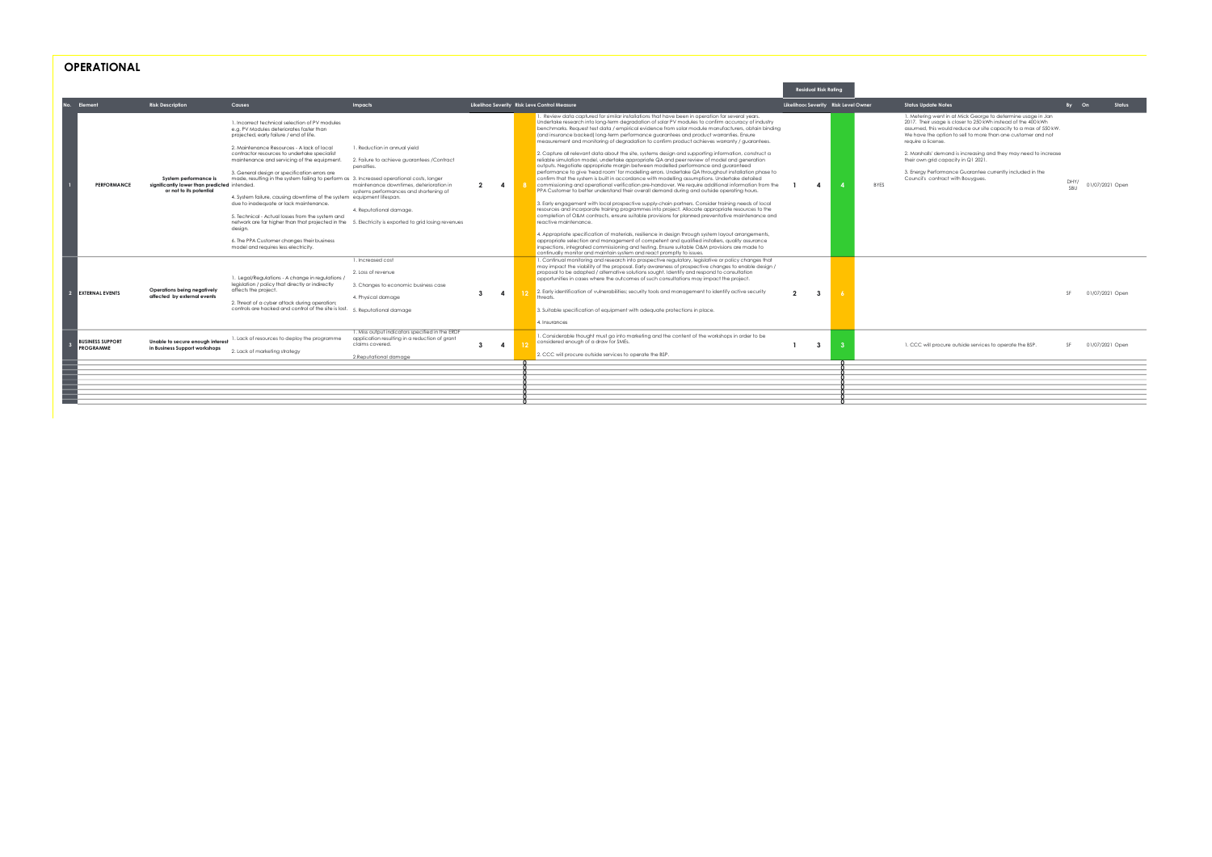# OPERATIONAL

| No. | Element | Risk Description | Causes | Impacts | Likelihood | Severity | Risk Level | Control Measure | Residual Risk Rating Likelihood | Residual Risk Rating Severity | Residual Risk Rating Risk Level | Owner | Status Update Notes | By | On | Status |
|---|---|---|---|---|---|---|---|---|---|---|---|---|---|---|---|---|
| 1 | PERFORMANCE | System performance is significantly lower than predicted or not to its potential | 1. Incorrect technical selection of PV modules e.g. PV Modules deteriorates faster than projected, early failure / end of life.<br><br>2. Maintenance Resources - A lack of local contractor resources to undertake specialist maintenance and servicing of the equipment.<br><br>3. General design or specification errors are made, resulting in the system failing to perform as intended.<br><br>4. System failure, causing downtime of the system due to inadequate or lack maintenance.<br><br>5. Technical - Actual losses from the system and network are far higher than that projected in the design.<br><br>6. The PPA Customer changes their business model and requires less electricity. | 1. Reduction in annual yield<br><br>2. Failure to achieve guarantees /Contract penalties.<br><br>3. Increased operational costs, longer maintenance downtimes, deterioration in systems performances and shortening of equipment lifespan.<br><br>4. Reputational damage.<br><br>5. Electricity is exported to grid losing revenues | 2 | 4 | 8 | 1. Review data captured for similar installations that have been in operation for several years. Undertake research into long-term degradation of solar PV modules to confirm accuracy of industry benchmarks. Request test data / empirical evidence from solar module manufacturers, obtain binding (and insurance backed) long-term performance guarantees and product warranties. Ensure measurement and monitoring of degradation to confirm product achieves warranty / guarantees.<br><br>2. Capture all relevant data about the site, systems design and supporting information, construct a reliable simulation model, undertake appropriate QA and peer review of model and generation outputs. Negotiate appropriate margin between modelled performance and guaranteed performance to give 'head room' for modelling errors. Undertake QA throughout installation phase to confirm that the system is built in accordance with modelling assumptions. Undertake detailed commissioning and operational verification pre-handover. We require additional information from the PPA Customer to better understand their overall demand during and outside operating hours.<br><br>3. Early engagement with local prospective supply-chain partners. Consider training needs of local resources and incorporate training programmes into project. Allocate appropriate resources to the completion of O&M contracts, ensure suitable provisions for planned preventative maintenance and reactive maintenance.<br><br>4. Appropriate specification of materials, resilience in design through system layout arrangements, appropriate selection and management of competent and qualified installers, quality assurance inspections, integrated commissioning and testing. Ensure suitable O&M provisions are made to continually monitor and maintain system and react promptly to issues. | 1 | 4 | 4 | BYES | 1. Metering went in at Mick George to determine usage in Jan 2017. Their usage is closer to 250 kWh instead of the 400 kWh assumed, this would reduce our site capacity to a max of 550 kW. We have the option to sell to more than one customer and not require a license.<br><br>2. Marshalls' demand is increasing and they may need to increase their own grid capacity in Q1 2021.<br><br>3. Energy Performance Guarantee currently included in the Council's contract with Bouygues. | DHY/ SBU | 01/07/2021 | Open |
| 2 | EXTERNAL EVENTS | Operations being negatively affected by external events | 1. Legal/Regulations - A change in regulations / legislation / policy that directly or indirectly affects the project.<br><br>2. Threat of a cyber attack during operation; controls are hacked and control of the site is lost. | 1. Increased cost<br><br>2. Loss of revenue<br><br>3. Changes to economic business case<br><br>4. Physical damage<br><br>5. Reputational damage | 3 | 4 | 12 | 1. Continual monitoring and research into prospective regulatory, legislative or policy changes that may impact the viability of the proposal. Early awareness of prospective changes to enable design / proposal to be adapted / alternative solutions sought. Identify and respond to consultation opportunities in cases where the outcomes of such consultations may impact the project.<br><br>2. Early identification of vulnerabilities; security tools and management to identify active security threats.<br><br>3. Suitable specification of equipment with adequate protections in place.<br><br>4. Insurances | 2 | 3 | 6 | | | SF | 01/07/2021 | Open |
| 3 | BUSINESS SUPPORT PROGRAMME | Unable to secure enough interest in Business Support workshops | 1. Lack of resources to deploy the programme<br><br>2. Lack of marketing strategy | 1. Miss output indicators specified in the ERDF application resulting in a reduction of grant claims covered.<br><br>2.Reputational damage | 3 | 4 | 12 | 1. Considerable thought must go into marketing and the content of the workshops in order to be considered enough of a draw for SMEs.<br><br>2. CCC will procure outside services to operate the BSP. | 1 | 3 | 3 | | 1. CCC will procure outside services to operate the BSP. | SF | 01/07/2021 | Open |
| | | | | | | | 0 | | | | 0 | | | | | |
| | | | | | | | 0 | | | | 0 | | | | | |
| | | | | | | | 0 | | | | 0 | | | | | |
| | | | | | | | 0 | | | | 0 | | | | | |
| | | | | | | | 0 | | | | 0 | | | | | |
| | | | | | | | 0 | | | | 0 | | | | | |
| | | | | | | | 0 | | | | 0 | | | | | |
| | | | | | | | 0 | | | | 0 | | | | | |